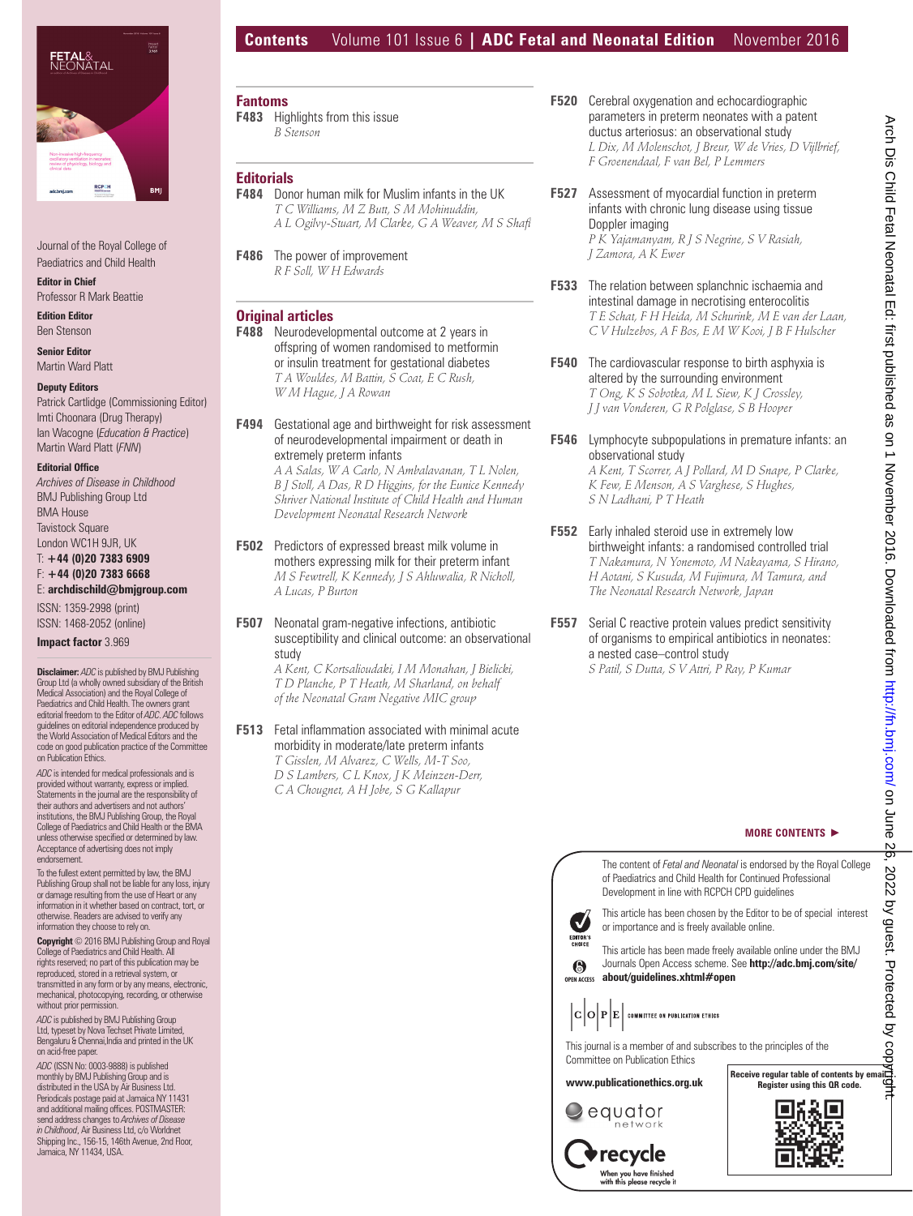# Contents Volume 101 Issue 6 | ADC Fetal and Neonatal Edition November 2016

Journal of the Royal College of Paediatrics and Child Health

**Editor in Chief**
Professor R Mark Beattie

**Edition Editor**
Ben Stenson

**Senior Editor**
Martin Ward Platt

**Deputy Editors**
Patrick Cartlidge (Commissioning Editor)
Imti Choonara (Drug Therapy)
Ian Wacogne (*Education & Practice*)
Martin Ward Platt (*FNN*)

**Editorial Office**
*Archives of Disease in Childhood*
BMJ Publishing Group Ltd
BMA House
Tavistock Square
London WC1H 9JR, UK
T: **+44 (0)20 7383 6909**
F: **+44 (0)20 7383 6668**
E: **archdischild@bmjgroup.com**
ISSN: 1359-2998 (print)
ISSN: 1468-2052 (online)

**Impact factor** 3.969

**Disclaimer:** *ADC* is published by BMJ Publishing Group Ltd (a wholly owned subsidiary of the British Medical Association) and the Royal College of Paediatrics and Child Health. The owners grant editorial freedom to the Editor of *ADC*. *ADC* follows guidelines on editorial independence produced by the World Association of Medical Editors and the code on good publication practice of the Committee on Publication Ethics.

*ADC* is intended for medical professionals and is provided without warranty, express or implied. Statements in the journal are the responsibility of their authors and advertisers and not authors' institutions, the BMJ Publishing Group, the Royal College of Paediatrics and Child Health or the BMA unless otherwise specified or determined by law. Acceptance of advertising does not imply endorsement.

To the fullest extent permitted by law, the BMJ Publishing Group shall not be liable for any loss, injury or damage resulting from the use of Heart or any information in it whether based on contract, tort, or otherwise. Readers are advised to verify any information they choose to rely on.

**Copyright** © 2016 BMJ Publishing Group and Royal College of Paediatrics and Child Health. All rights reserved; no part of this publication may be reproduced, stored in a retrieval system, or transmitted in any form or by any means, electronic, mechanical, photocopying, recording, or otherwise without prior permission.

*ADC* is published by BMJ Publishing Group Ltd, typeset by Nova Techset Private Limited, Bengaluru & Chennai,India and printed in the UK on acid-free paper.

*ADC* (ISSN No: 0003-9888) is published monthly by BMJ Publishing Group and is distributed in the USA by Air Business Ltd. Periodicals postage paid at Jamaica NY 11431 and additional mailing offices. POSTMASTER: send address changes to *Archives of Disease in Childhood*, Air Business Ltd, c/o Worldnet Shipping Inc., 156-15, 146th Avenue, 2nd Floor, Jamaica, NY 11434, USA.

## Fantoms

**F483** Highlights from this issue
*B Stenson*

## Editorials

**F484** Donor human milk for Muslim infants in the UK
*T C Williams, M Z Butt, S M Mohinuddin, A L Ogilvy-Stuart, M Clarke, G A Weaver, M S Shafi*

**F486** The power of improvement
*R F Soll, W H Edwards*

## Original articles

**F488** Neurodevelopmental outcome at 2 years in offspring of women randomised to metformin or insulin treatment for gestational diabetes
*T A Wouldes, M Battin, S Coat, E C Rush, W M Hague, J A Rowan*

**F494** Gestational age and birthweight for risk assessment of neurodevelopmental impairment or death in extremely preterm infants
*A A Salas, W A Carlo, N Ambalavanan, T L Nolen, B J Stoll, A Das, R D Higgins, for the Eunice Kennedy Shriver National Institute of Child Health and Human Development Neonatal Research Network*

**F502** Predictors of expressed breast milk volume in mothers expressing milk for their preterm infant
*M S Fewtrell, K Kennedy, J S Ahluwalia, R Nicholl, A Lucas, P Burton*

**F507** Neonatal gram-negative infections, antibiotic susceptibility and clinical outcome: an observational study
*A Kent, C Kortsalioudaki, I M Monahan, J Bielicki, T D Planche, P T Heath, M Sharland, on behalf of the Neonatal Gram Negative MIC group*

**F513** Fetal inflammation associated with minimal acute morbidity in moderate/late preterm infants
*T Gisslen, M Alvarez, C Wells, M-T Soo, D S Lambers, C L Knox, J K Meinzen-Derr, C A Chougnet, A H Jobe, S G Kallapur*

**F520** Cerebral oxygenation and echocardiographic parameters in preterm neonates with a patent ductus arteriosus: an observational study
*L Dix, M Molenschot, J Breur, W de Vries, D Vijlbrief, F Groenendaal, F van Bel, P Lemmers*

**F527** Assessment of myocardial function in preterm infants with chronic lung disease using tissue Doppler imaging
*P K Yajamanyam, R J S Negrine, S V Rasiah, J Zamora, A K Ewer*

**F533** The relation between splanchnic ischaemia and intestinal damage in necrotising enterocolitis
*T E Schat, F H Heida, M Schurink, M E van der Laan, C V Hulzebos, A F Bos, E M W Kooi, J B F Hulscher*

**F540** The cardiovascular response to birth asphyxia is altered by the surrounding environment
*T Ong, K S Sobotka, M L Siew, K J Crossley, J J van Vonderen, G R Polglase, S B Hooper*

**F546** Lymphocyte subpopulations in premature infants: an observational study
*A Kent, T Scorrer, A J Pollard, M D Snape, P Clarke, K Few, E Menson, A S Varghese, S Hughes, S N Ladhani, P T Heath*

**F552** Early inhaled steroid use in extremely low birthweight infants: a randomised controlled trial
*T Nakamura, N Yonemoto, M Nakayama, S Hirano, H Aotani, S Kusuda, M Fujimura, M Tamura, and The Neonatal Research Network, Japan*

**F557** Serial C reactive protein values predict sensitivity of organisms to empirical antibiotics in neonates: a nested case–control study
*S Patil, S Dutta, S V Attri, P Ray, P Kumar*

**MORE CONTENTS ►**

The content of *Fetal and Neonatal* is endorsed by the Royal College of Paediatrics and Child Health for Continued Professional Development in line with RCPCH CPD guidelines

EDITOR'S CHOICE — This article has been chosen by the Editor to be of special interest or importance and is freely available online.

OPEN ACCESS — This article has been made freely available online under the BMJ Journals Open Access scheme. See **http://adc.bmj.com/site/about/guidelines.xhtml#open**

COPE — COMMITTEE ON PUBLICATION ETHICS

This journal is a member of and subscribes to the principles of the Committee on Publication Ethics

**www.publicationethics.org.uk**

equator network

recycle — When you have finished with this please recycle it

**Receive regular table of contents by email. Register using this QR code.**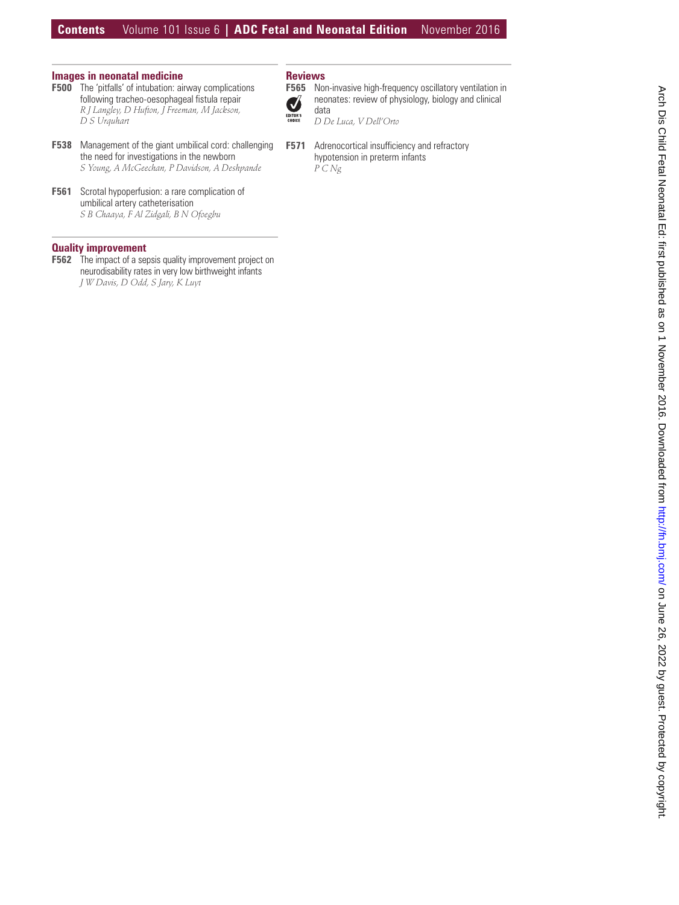### Images in neonatal medicine

**F500** The 'pitfalls' of intubation: airway complications following tracheo-oesophageal fistula repair
*R J Langley, D Hufton, J Freeman, M Jackson, D S Urquhart*

**F538** Management of the giant umbilical cord: challenging the need for investigations in the newborn
*S Young, A McGeechan, P Davidson, A Deshpande*

**F561** Scrotal hypoperfusion: a rare complication of umbilical artery catheterisation
*S B Chaaya, F Al Zidgali, B N Ofoegbu*

### Quality improvement

**F562** The impact of a sepsis quality improvement project on neurodisability rates in very low birthweight infants
*J W Davis, D Odd, S Jary, K Luyt*

### Reviews

**F565** Non-invasive high-frequency oscillatory ventilation in neonates: review of physiology, biology and clinical data
EDITOR'S CHOICE
*D De Luca, V Dell'Orto*

**F571** Adrenocortical insufficiency and refractory hypotension in preterm infants
*P C Ng*